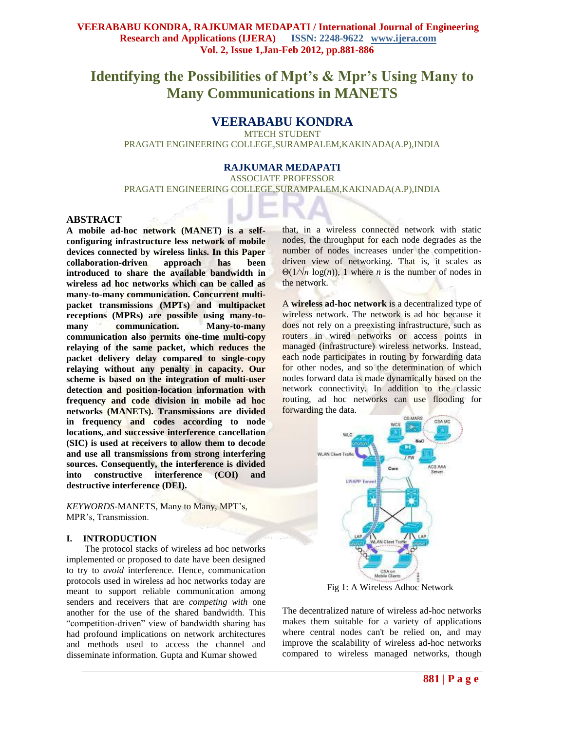# Identifying the Possibilities of Mpt's & Mpr's Using Many to Many Communications in MANETS

## VEERABABU KONDRA

MTECH STUDENT

PRAGATI ENGINEERING COLLEGE,SURAMPALEM,KAKINADA(A.P),INDIA

## RAJKUMAR MEDAPATI

ASSOCIATE PROFESSOR

PRAGATI ENGINEERING COLLEGE,SURAMPALEM,KAKINADA(A.P),INDIA

## ABSTRACT

**A mobile ad-hoc network (MANET) is a self-configuring infrastructure less network of mobile devices connected by wireless links. In this Paper collaboration-driven approach has been introduced to share the available bandwidth in wireless ad hoc networks which can be called as many-to-many communication. Concurrent multi-packet transmissions (MPTs) and multipacket receptions (MPRs) are possible using many-to-many communication. Many-to-many communication also permits one-time multi-copy relaying of the same packet, which reduces the packet delivery delay compared to single-copy relaying without any penalty in capacity. Our scheme is based on the integration of multi-user detection and position-location information with frequency and code division in mobile ad hoc networks (MANETs). Transmissions are divided in frequency and codes according to node locations, and successive interference cancellation (SIC) is used at receivers to allow them to decode and use all transmissions from strong interfering sources. Consequently, the interference is divided into constructive interference (COI) and destructive interference (DEI).**

*KEYWORDS*-MANETS, Many to Many, MPT's, MPR's, Transmission.

## I. INTRODUCTION

The protocol stacks of wireless ad hoc networks implemented or proposed to date have been designed to try to *avoid* interference. Hence, communication protocols used in wireless ad hoc networks today are meant to support reliable communication among senders and receivers that are *competing with* one another for the use of the shared bandwidth. This "competition-driven" view of bandwidth sharing has had profound implications on network architectures and methods used to access the channel and disseminate information. Gupta and Kumar showed that, in a wireless connected network with static nodes, the throughput for each node degrades as the number of nodes increases under the competition-driven view of networking. That is, it scales as $\Theta(1/\sqrt{n}\log(n))$, 1 where $n$ is the number of nodes in the network.

A **wireless ad-hoc network** is a decentralized type of wireless network. The network is ad hoc because it does not rely on a preexisting infrastructure, such as routers in wired networks or access points in managed (infrastructure) wireless networks. Instead, each node participates in routing by forwarding data for other nodes, and so the determination of which nodes forward data is made dynamically based on the network connectivity. In addition to the classic routing, ad hoc networks can use flooding for forwarding the data.

CS-MARS
WCS
CSA MC
WLC
HoC
WLAN Client Traffic
FW
Core
ACS AAA Server
LWAPP Tunnel
LAP
WLAN Client Traffic
LAP
CSA on Mobile Clients

Fig 1: A Wireless Adhoc Network

The decentralized nature of wireless ad-hoc networks makes them suitable for a variety of applications where central nodes can't be relied on, and may improve the scalability of wireless ad-hoc networks compared to wireless managed networks, though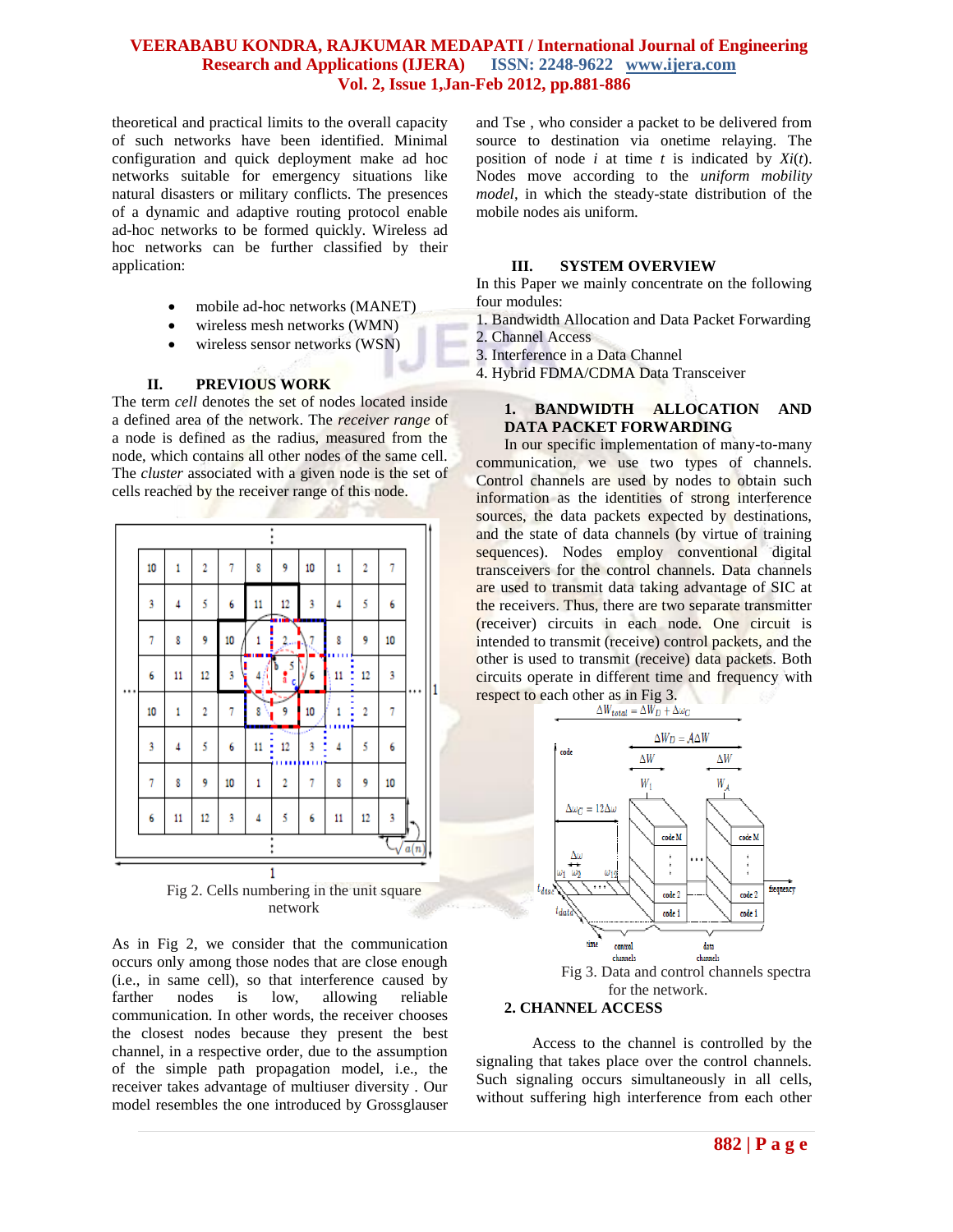theoretical and practical limits to the overall capacity of such networks have been identified. Minimal configuration and quick deployment make ad hoc networks suitable for emergency situations like natural disasters or military conflicts. The presences of a dynamic and adaptive routing protocol enable ad-hoc networks to be formed quickly. Wireless ad hoc networks can be further classified by their application:

- mobile ad-hoc networks (MANET)
- wireless mesh networks (WMN)
- wireless sensor networks (WSN)

## II. PREVIOUS WORK

The term *cell* denotes the set of nodes located inside a defined area of the network. The *receiver range* of a node is defined as the radius, measured from the node, which contains all other nodes of the same cell. The *cluster* associated with a given node is the set of cells reached by the receiver range of this node.

Fig 2. Cells numbering in the unit square network

As in Fig 2, we consider that the communication occurs only among those nodes that are close enough (i.e., in same cell), so that interference caused by farther nodes is low, allowing reliable communication. In other words, the receiver chooses the closest nodes because they present the best channel, in a respective order, due to the assumption of the simple path propagation model, i.e., the receiver takes advantage of multiuser diversity . Our model resembles the one introduced by Grossglauser and Tse , who consider a packet to be delivered from source to destination via onetime relaying. The position of node *i* at time *t* is indicated by *Xi*(*t*). Nodes move according to the *uniform mobility model*, in which the steady-state distribution of the mobile nodes ais uniform.

## III. SYSTEM OVERVIEW

In this Paper we mainly concentrate on the following four modules:

1. Bandwidth Allocation and Data Packet Forwarding
2. Channel Access
3. Interference in a Data Channel
4. Hybrid FDMA/CDMA Data Transceiver

### 1. BANDWIDTH ALLOCATION AND DATA PACKET FORWARDING

In our specific implementation of many-to-many communication, we use two types of channels. Control channels are used by nodes to obtain such information as the identities of strong interference sources, the data packets expected by destinations, and the state of data channels (by virtue of training sequences). Nodes employ conventional digital transceivers for the control channels. Data channels are used to transmit data taking advantage of SIC at the receivers. Thus, there are two separate transmitter (receiver) circuits in each node. One circuit is intended to transmit (receive) control packets, and the other is used to transmit (receive) data packets. Both circuits operate in different time and frequency with respect to each other as in Fig 3.

Fig 3. Data and control channels spectra for the network.

### 2. CHANNEL ACCESS

Access to the channel is controlled by the signaling that takes place over the control channels. Such signaling occurs simultaneously in all cells, without suffering high interference from each other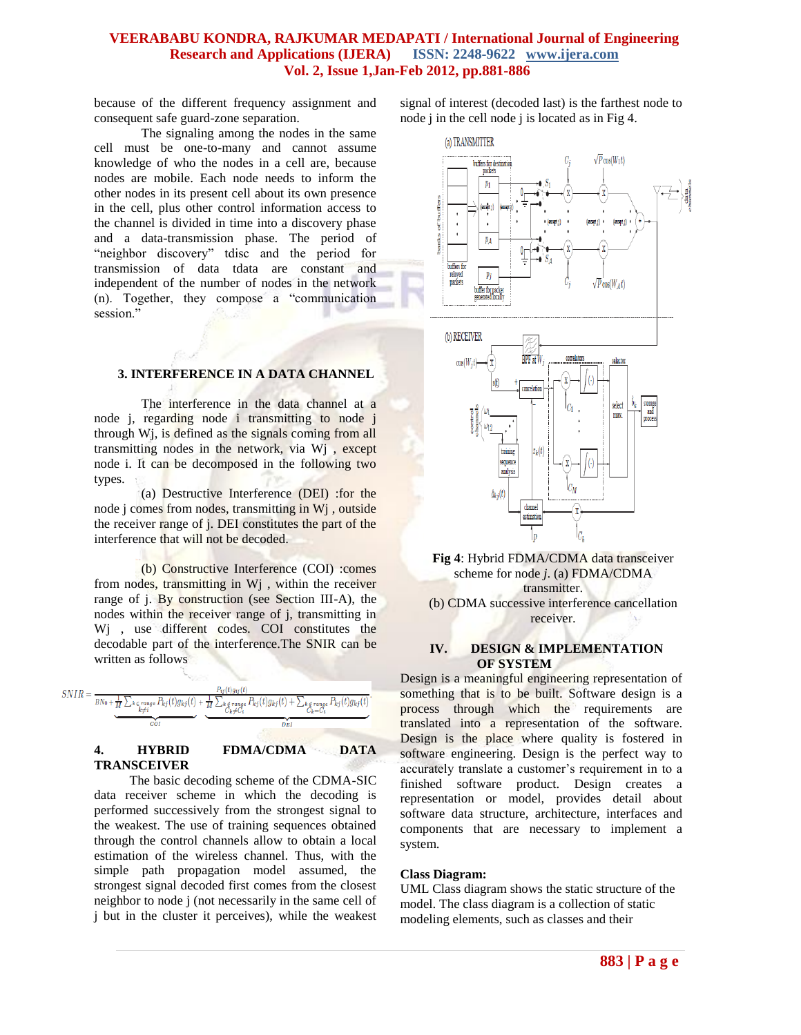because of the different frequency assignment and consequent safe guard-zone separation.

The signaling among the nodes in the same cell must be one-to-many and cannot assume knowledge of who the nodes in a cell are, because nodes are mobile. Each node needs to inform the other nodes in its present cell about its own presence in the cell, plus other control information access to the channel is divided in time into a discovery phase and a data-transmission phase. The period of "neighbor discovery" tdisc and the period for transmission of data tdata are constant and independent of the number of nodes in the network (n). Together, they compose a "communication session."

### 3. INTERFERENCE IN A DATA CHANNEL

The interference in the data channel at a node j, regarding node i transmitting to node j through Wj, is defined as the signals coming from all transmitting nodes in the network, via Wj , except node i. It can be decomposed in the following two types.

(a) Destructive Interference (DEI) :for the node j comes from nodes, transmitting in Wj , outside the receiver range of j. DEI constitutes the part of the interference that will not be decoded.

(b) Constructive Interference (COI) :comes from nodes, transmitting in Wj , within the receiver range of j. By construction (see Section III-A), the nodes within the receiver range of j, transmitting in Wj , use different codes. COI constitutes the decodable part of the interference.The SNIR can be written as follows

$$SNIR = \frac{P_{ij}(t)g_{ij}(t)}{\underbrace{BNo + \frac{1}{M}\sum_{\substack{k\in range \\ k\neq i}} P_{kj}(t)g_{kj}(t)}_{COI} + \underbrace{\frac{1}{M}\sum_{\substack{k\notin range \\ C_k\neq C_i}} P_{kj}(t)g_{kj}(t) + \sum_{\substack{k\notin range \\ C_k=C_i}} P_{kj}(t)g_{kj}(t)}_{DEI}}$$

### 4. HYBRID FDMA/CDMA DATA TRANSCEIVER

The basic decoding scheme of the CDMA-SIC data receiver scheme in which the decoding is performed successively from the strongest signal to the weakest. The use of training sequences obtained through the control channels allow to obtain a local estimation of the wireless channel. Thus, with the simple path propagation model assumed, the strongest signal decoded first comes from the closest neighbor to node j (not necessarily in the same cell of j but in the cluster it perceives), while the weakest signal of interest (decoded last) is the farthest node to node j in the cell node j is located as in Fig 4.

**Fig 4**: Hybrid FDMA/CDMA data transceiver scheme for node *j*. (a) FDMA/CDMA transmitter.
(b) CDMA successive interference cancellation receiver.

### IV. DESIGN & IMPLEMENTATION OF SYSTEM

Design is a meaningful engineering representation of something that is to be built. Software design is a process through which the requirements are translated into a representation of the software. Design is the place where quality is fostered in software engineering. Design is the perfect way to accurately translate a customer's requirement in to a finished software product. Design creates a representation or model, provides detail about software data structure, architecture, interfaces and components that are necessary to implement a system.

**Class Diagram:**

UML Class diagram shows the static structure of the model. The class diagram is a collection of static modeling elements, such as classes and their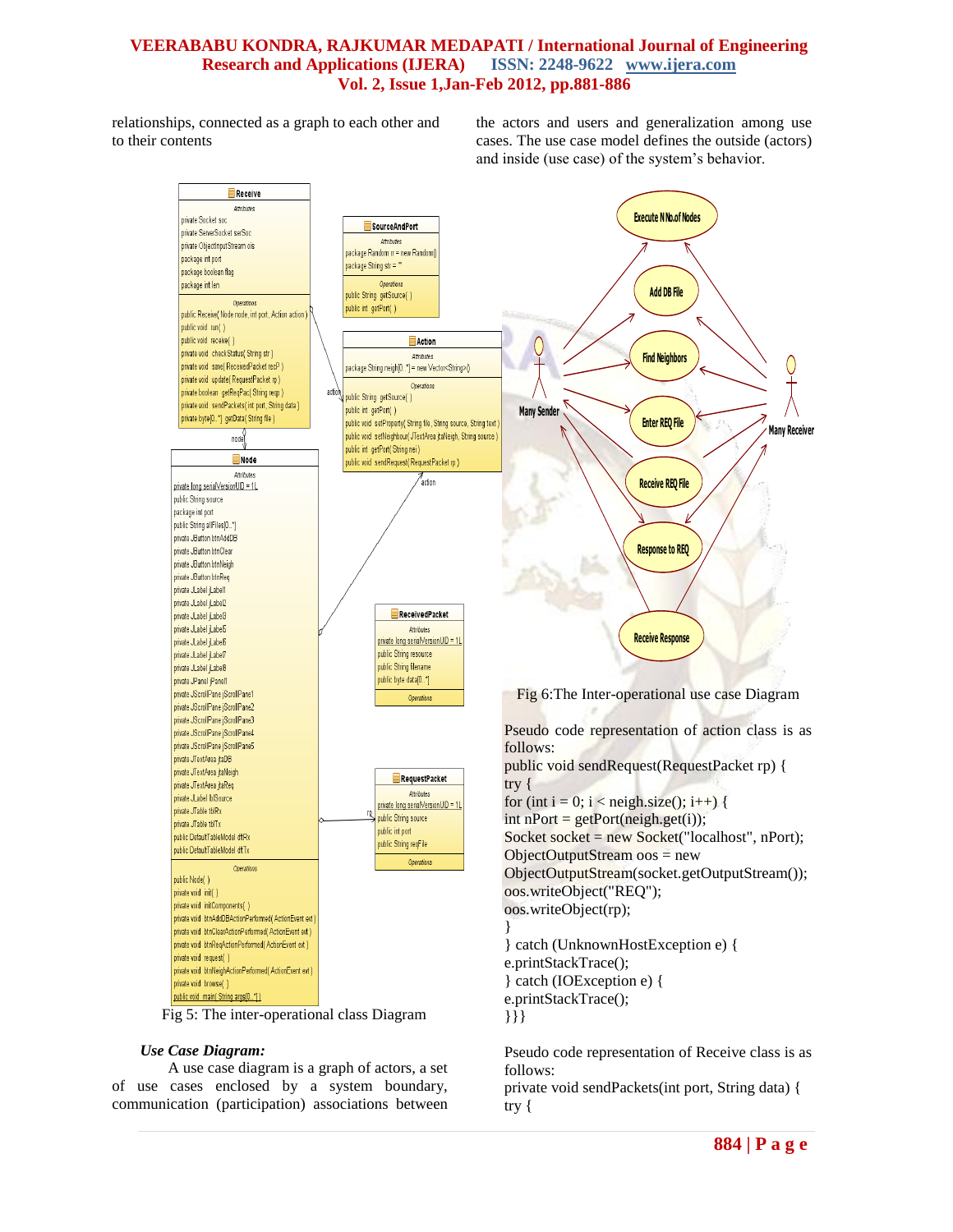relationships, connected as a graph to each other and to their contents

Fig 5: The inter-operational class Diagram

### *Use Case Diagram:*

A use case diagram is a graph of actors, a set of use cases enclosed by a system boundary, communication (participation) associations between the actors and users and generalization among use cases. The use case model defines the outside (actors) and inside (use case) of the system's behavior.

Fig 6:The Inter-operational use case Diagram

Pseudo code representation of action class is as follows:

```
public void sendRequest(RequestPacket rp) {
try {
for (int i = 0; i < neigh.size(); i++) {
int nPort = getPort(neigh.get(i));
Socket socket = new Socket("localhost", nPort);
ObjectOutputStream oos = new
ObjectOutputStream(socket.getOutputStream());
oos.writeObject("REQ");
oos.writeObject(rp);
}
} catch (UnknownHostException e) {
e.printStackTrace();
} catch (IOException e) {
e.printStackTrace();
}}}
```

Pseudo code representation of Receive class is as follows:

```
private void sendPackets(int port, String data) {
try {
```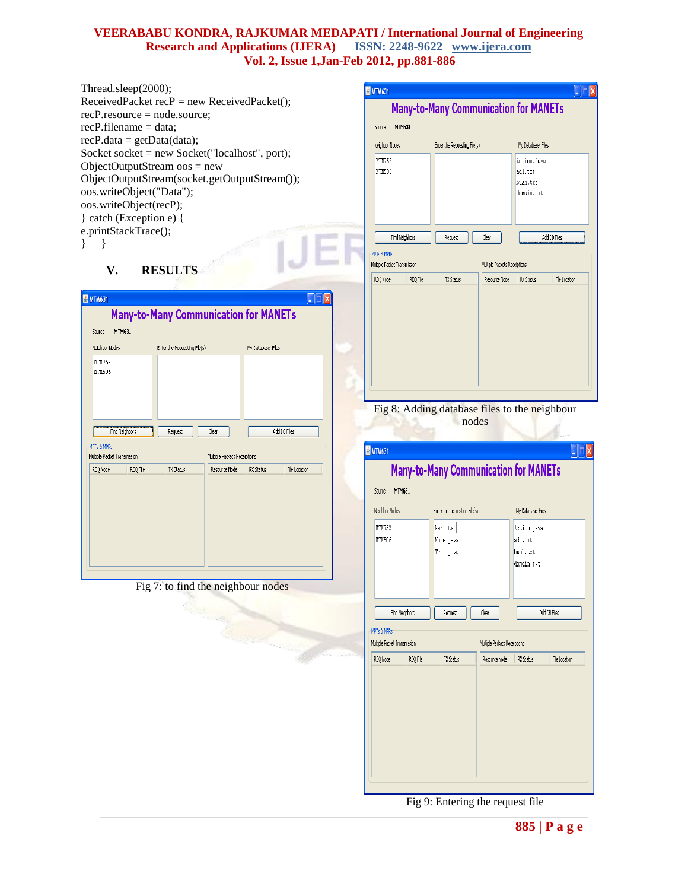```
Thread.sleep(2000);
ReceivedPacket recP = new ReceivedPacket();
recP.resource = node.source;
recP.filename = data;
recP.data = getData(data);
Socket socket = new Socket("localhost", port);
ObjectOutputStream oos = new
ObjectOutputStream(socket.getOutputStream());
oos.writeObject("Data");
oos.writeObject(recP);
} catch (Exception e) {
e.printStackTrace();
}     }
```

## V. RESULTS

Fig 7: to find the neighbour nodes

Fig 8: Adding database files to the neighbour nodes

Fig 9: Entering the request file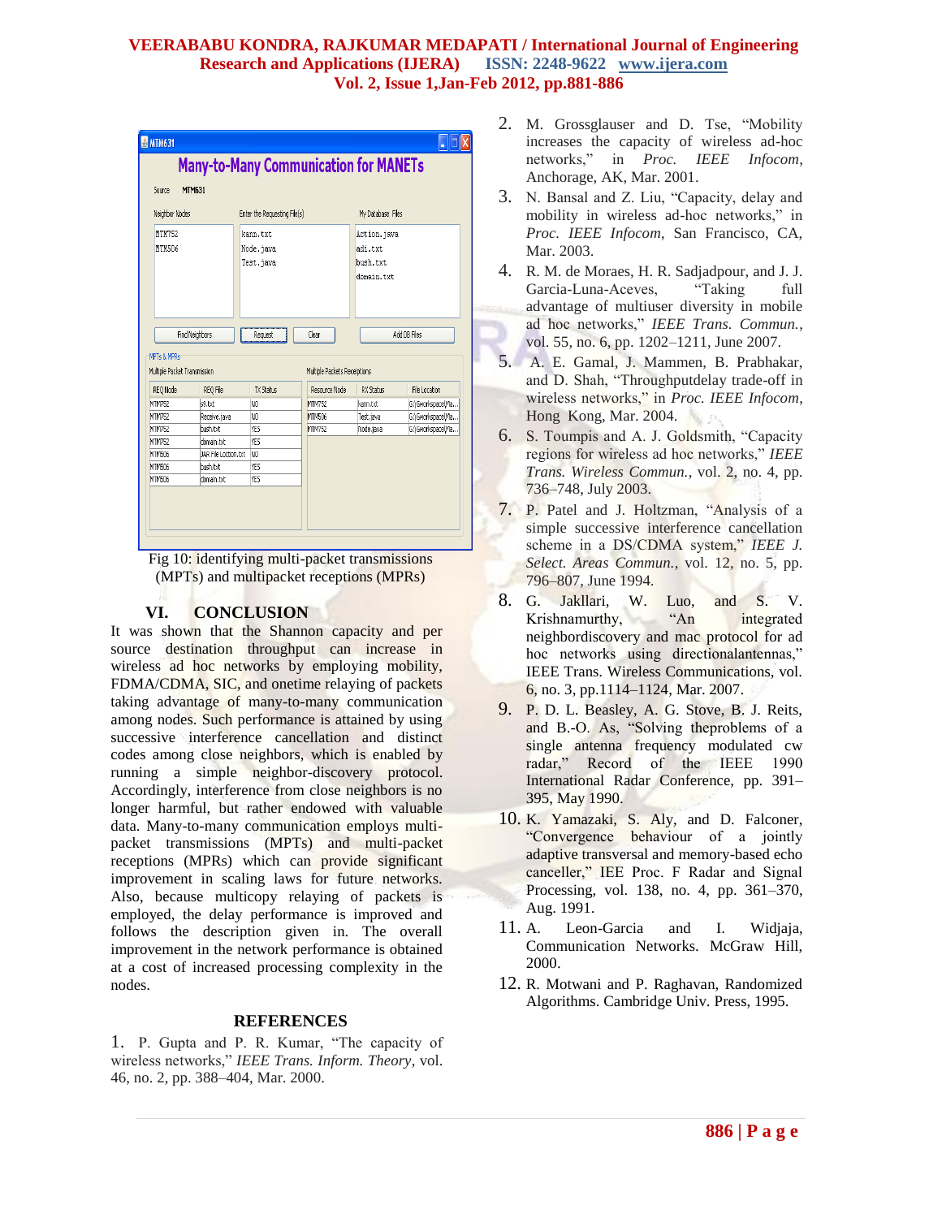Fig 10: identifying multi-packet transmissions (MPTs) and multipacket receptions (MPRs)

## VI. CONCLUSION

It was shown that the Shannon capacity and per source destination throughput can increase in wireless ad hoc networks by employing mobility, FDMA/CDMA, SIC, and onetime relaying of packets taking advantage of many-to-many communication among nodes. Such performance is attained by using successive interference cancellation and distinct codes among close neighbors, which is enabled by running a simple neighbor-discovery protocol. Accordingly, interference from close neighbors is no longer harmful, but rather endowed with valuable data. Many-to-many communication employs multi-packet transmissions (MPTs) and multi-packet receptions (MPRs) which can provide significant improvement in scaling laws for future networks. Also, because multicopy relaying of packets is employed, the delay performance is improved and follows the description given in. The overall improvement in the network performance is obtained at a cost of increased processing complexity in the nodes.

## REFERENCES

1. P. Gupta and P. R. Kumar, "The capacity of wireless networks," *IEEE Trans. Inform. Theory*, vol. 46, no. 2, pp. 388–404, Mar. 2000.
2. M. Grossglauser and D. Tse, "Mobility increases the capacity of wireless ad-hoc networks," in *Proc. IEEE Infocom*, Anchorage, AK, Mar. 2001.
3. N. Bansal and Z. Liu, "Capacity, delay and mobility in wireless ad-hoc networks," in *Proc. IEEE Infocom*, San Francisco, CA, Mar. 2003.
4. R. M. de Moraes, H. R. Sadjadpour, and J. J. Garcia-Luna-Aceves, "Taking full advantage of multiuser diversity in mobile ad hoc networks," *IEEE Trans. Commun.*, vol. 55, no. 6, pp. 1202–1211, June 2007.
5. A. E. Gamal, J. Mammen, B. Prabhakar, and D. Shah, "Throughputdelay trade-off in wireless networks," in *Proc. IEEE Infocom*, Hong Kong, Mar. 2004.
6. S. Toumpis and A. J. Goldsmith, "Capacity regions for wireless ad hoc networks," *IEEE Trans. Wireless Commun.*, vol. 2, no. 4, pp. 736–748, July 2003.
7. P. Patel and J. Holtzman, "Analysis of a simple successive interference cancellation scheme in a DS/CDMA system," *IEEE J. Select. Areas Commun.*, vol. 12, no. 5, pp. 796–807, June 1994.
8. G. Jakllari, W. Luo, and S. V. Krishnamurthy, "An integrated neighbordiscovery and mac protocol for ad hoc networks using directionalantennas," IEEE Trans. Wireless Communications, vol. 6, no. 3, pp.1114–1124, Mar. 2007.
9. P. D. L. Beasley, A. G. Stove, B. J. Reits, and B.-O. As, "Solving theproblems of a single antenna frequency modulated cw radar," Record of the IEEE 1990 International Radar Conference, pp. 391–395, May 1990.
10. K. Yamazaki, S. Aly, and D. Falconer, "Convergence behaviour of a jointly adaptive transversal and memory-based echo canceller," IEE Proc. F Radar and Signal Processing, vol. 138, no. 4, pp. 361–370, Aug. 1991.
11. A. Leon-Garcia and I. Widjaja, Communication Networks. McGraw Hill, 2000.
12. R. Motwani and P. Raghavan, Randomized Algorithms. Cambridge Univ. Press, 1995.